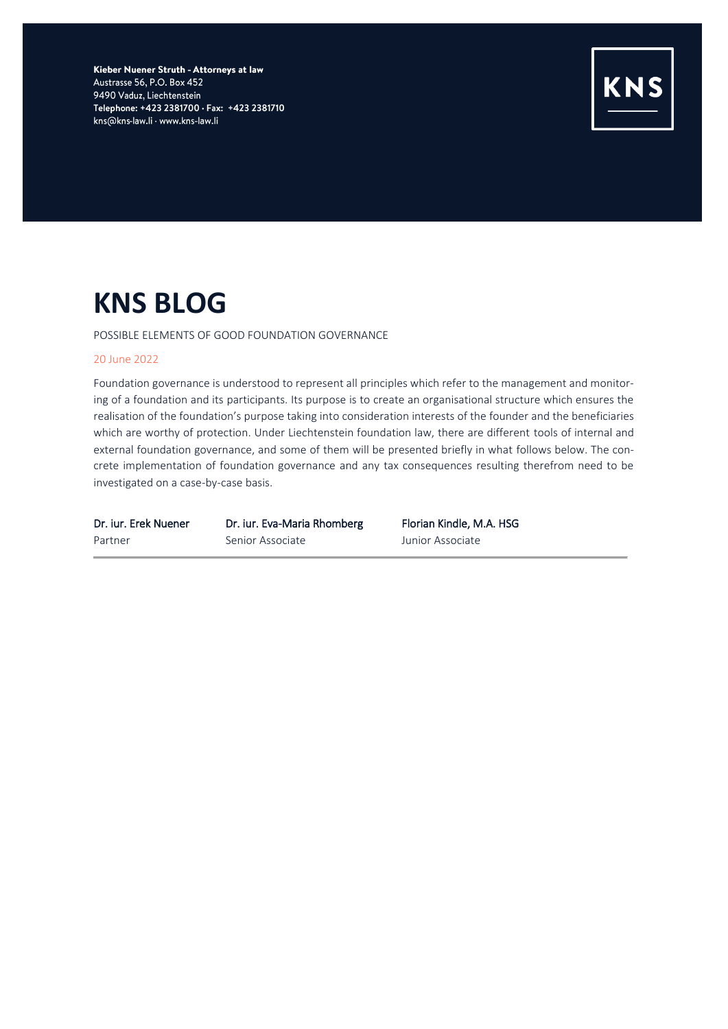**Kieber Nuener Struth - Attorneys at law**
Austrasse 56, P.O. Box 452
9490 Vaduz, Liechtenstein
**Telephone: +423 2381700 · Fax: +423 2381710**
kns@kns-law.li · www.kns-law.li

KNS

# KNS BLOG

POSSIBLE ELEMENTS OF GOOD FOUNDATION GOVERNANCE

20 June 2022

Foundation governance is understood to represent all principles which refer to the management and monitoring of a foundation and its participants. Its purpose is to create an organisational structure which ensures the realisation of the foundation's purpose taking into consideration interests of the founder and the beneficiaries which are worthy of protection. Under Liechtenstein foundation law, there are different tools of internal and external foundation governance, and some of them will be presented briefly in what follows below. The concrete implementation of foundation governance and any tax consequences resulting therefrom need to be investigated on a case-by-case basis.

| Dr. iur. Erek Nuener | Dr. iur. Eva-Maria Rhomberg | Florian Kindle, M.A. HSG |
|---|---|---|
| Partner | Senior Associate | Junior Associate |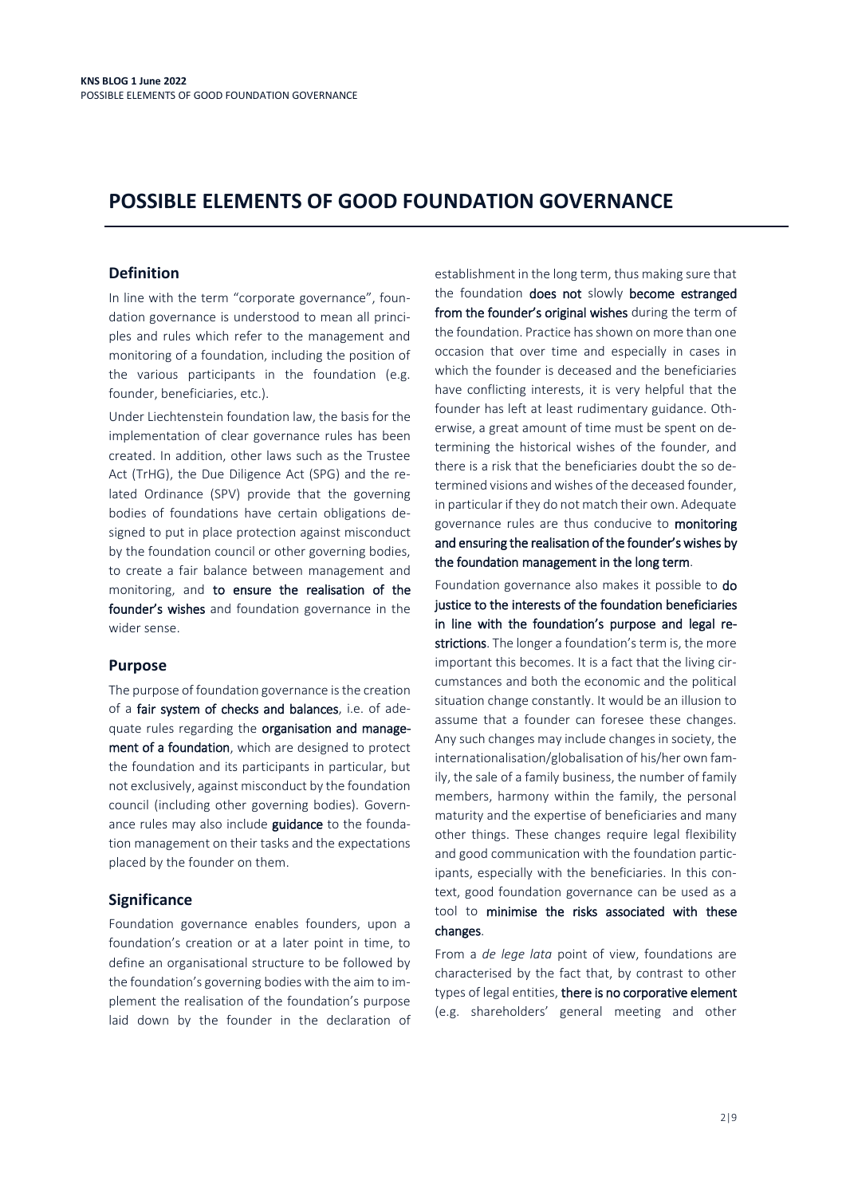# POSSIBLE ELEMENTS OF GOOD FOUNDATION GOVERNANCE

## Definition

In line with the term "corporate governance", foundation governance is understood to mean all principles and rules which refer to the management and monitoring of a foundation, including the position of the various participants in the foundation (e.g. founder, beneficiaries, etc.).

Under Liechtenstein foundation law, the basis for the implementation of clear governance rules has been created. In addition, other laws such as the Trustee Act (TrHG), the Due Diligence Act (SPG) and the related Ordinance (SPV) provide that the governing bodies of foundations have certain obligations designed to put in place protection against misconduct by the foundation council or other governing bodies, to create a fair balance between management and monitoring, and **to ensure the realisation of the founder's wishes** and foundation governance in the wider sense.

## Purpose

The purpose of foundation governance is the creation of a **fair system of checks and balances**, i.e. of adequate rules regarding the **organisation and management of a foundation**, which are designed to protect the foundation and its participants in particular, but not exclusively, against misconduct by the foundation council (including other governing bodies). Governance rules may also include **guidance** to the foundation management on their tasks and the expectations placed by the founder on them.

## Significance

Foundation governance enables founders, upon a foundation's creation or at a later point in time, to define an organisational structure to be followed by the foundation's governing bodies with the aim to implement the realisation of the foundation's purpose laid down by the founder in the declaration of establishment in the long term, thus making sure that the foundation **does not** slowly **become estranged from the founder's original wishes** during the term of the foundation. Practice has shown on more than one occasion that over time and especially in cases in which the founder is deceased and the beneficiaries have conflicting interests, it is very helpful that the founder has left at least rudimentary guidance. Otherwise, a great amount of time must be spent on determining the historical wishes of the founder, and there is a risk that the beneficiaries doubt the so determined visions and wishes of the deceased founder, in particular if they do not match their own. Adequate governance rules are thus conducive to **monitoring and ensuring the realisation of the founder's wishes by the foundation management in the long term**.

Foundation governance also makes it possible to **do justice to the interests of the foundation beneficiaries in line with the foundation's purpose and legal restrictions**. The longer a foundation's term is, the more important this becomes. It is a fact that the living circumstances and both the economic and the political situation change constantly. It would be an illusion to assume that a founder can foresee these changes. Any such changes may include changes in society, the internationalisation/globalisation of his/her own family, the sale of a family business, the number of family members, harmony within the family, the personal maturity and the expertise of beneficiaries and many other things. These changes require legal flexibility and good communication with the foundation participants, especially with the beneficiaries. In this context, good foundation governance can be used as a tool to **minimise the risks associated with these changes**.

From a *de lege lata* point of view, foundations are characterised by the fact that, by contrast to other types of legal entities, **there is no corporative element** (e.g. shareholders' general meeting and other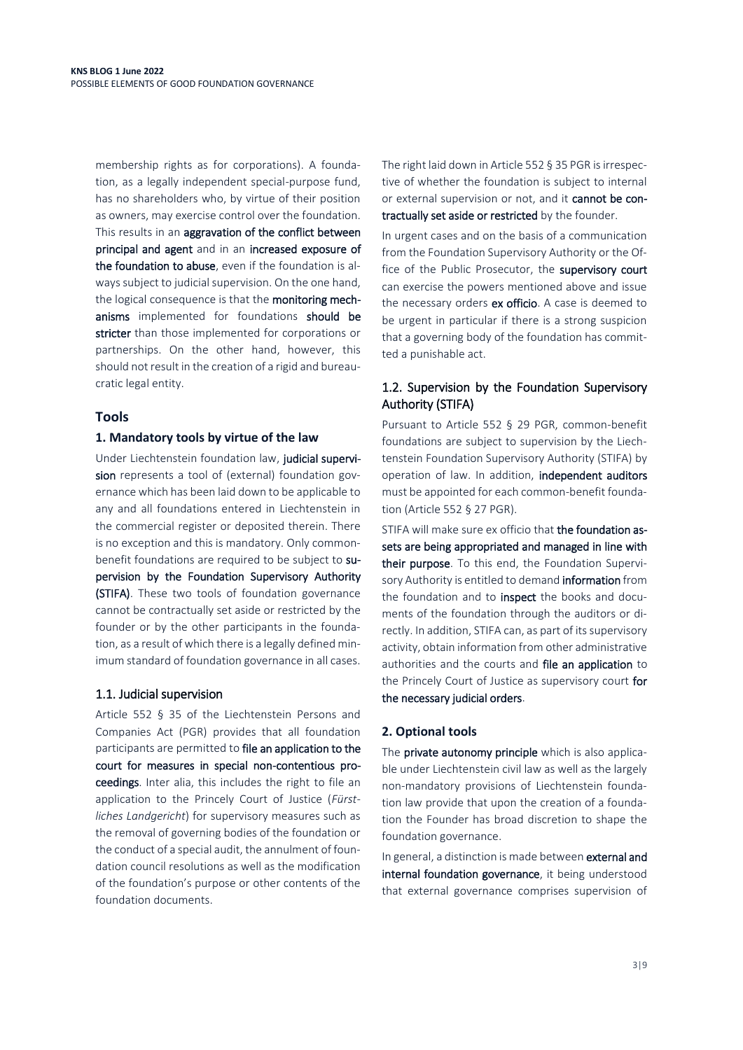membership rights as for corporations). A foundation, as a legally independent special-purpose fund, has no shareholders who, by virtue of their position as owners, may exercise control over the foundation. This results in an **aggravation of the conflict between principal and agent** and in an **increased exposure of the foundation to abuse**, even if the foundation is always subject to judicial supervision. On the one hand, the logical consequence is that the **monitoring mechanisms** implemented for foundations **should be stricter** than those implemented for corporations or partnerships. On the other hand, however, this should not result in the creation of a rigid and bureaucratic legal entity.

## Tools

### 1. Mandatory tools by virtue of the law

Under Liechtenstein foundation law, **judicial supervision** represents a tool of (external) foundation governance which has been laid down to be applicable to any and all foundations entered in Liechtenstein in the commercial register or deposited therein. There is no exception and this is mandatory. Only common-benefit foundations are required to be subject to **supervision by the Foundation Supervisory Authority (STIFA)**. These two tools of foundation governance cannot be contractually set aside or restricted by the founder or by the other participants in the foundation, as a result of which there is a legally defined minimum standard of foundation governance in all cases.

#### 1.1. Judicial supervision

Article 552 § 35 of the Liechtenstein Persons and Companies Act (PGR) provides that all foundation participants are permitted to **file an application to the court for measures in special non-contentious proceedings**. Inter alia, this includes the right to file an application to the Princely Court of Justice (*Fürstliches Landgericht*) for supervisory measures such as the removal of governing bodies of the foundation or the conduct of a special audit, the annulment of foundation council resolutions as well as the modification of the foundation's purpose or other contents of the foundation documents.

The right laid down in Article 552 § 35 PGR is irrespective of whether the foundation is subject to internal or external supervision or not, and it **cannot be contractually set aside or restricted** by the founder.

In urgent cases and on the basis of a communication from the Foundation Supervisory Authority or the Office of the Public Prosecutor, the **supervisory court** can exercise the powers mentioned above and issue the necessary orders **ex officio**. A case is deemed to be urgent in particular if there is a strong suspicion that a governing body of the foundation has committed a punishable act.

#### 1.2. Supervision by the Foundation Supervisory Authority (STIFA)

Pursuant to Article 552 § 29 PGR, common-benefit foundations are subject to supervision by the Liechtenstein Foundation Supervisory Authority (STIFA) by operation of law. In addition, **independent auditors** must be appointed for each common-benefit foundation (Article 552 § 27 PGR).

STIFA will make sure ex officio that **the foundation assets are being appropriated and managed in line with their purpose**. To this end, the Foundation Supervisory Authority is entitled to demand **information** from the foundation and to **inspect** the books and documents of the foundation through the auditors or directly. In addition, STIFA can, as part of its supervisory activity, obtain information from other administrative authorities and the courts and **file an application** to the Princely Court of Justice as supervisory court **for the necessary judicial orders**.

### 2. Optional tools

The **private autonomy principle** which is also applicable under Liechtenstein civil law as well as the largely non-mandatory provisions of Liechtenstein foundation law provide that upon the creation of a foundation the Founder has broad discretion to shape the foundation governance.

In general, a distinction is made between **external and internal foundation governance**, it being understood that external governance comprises supervision of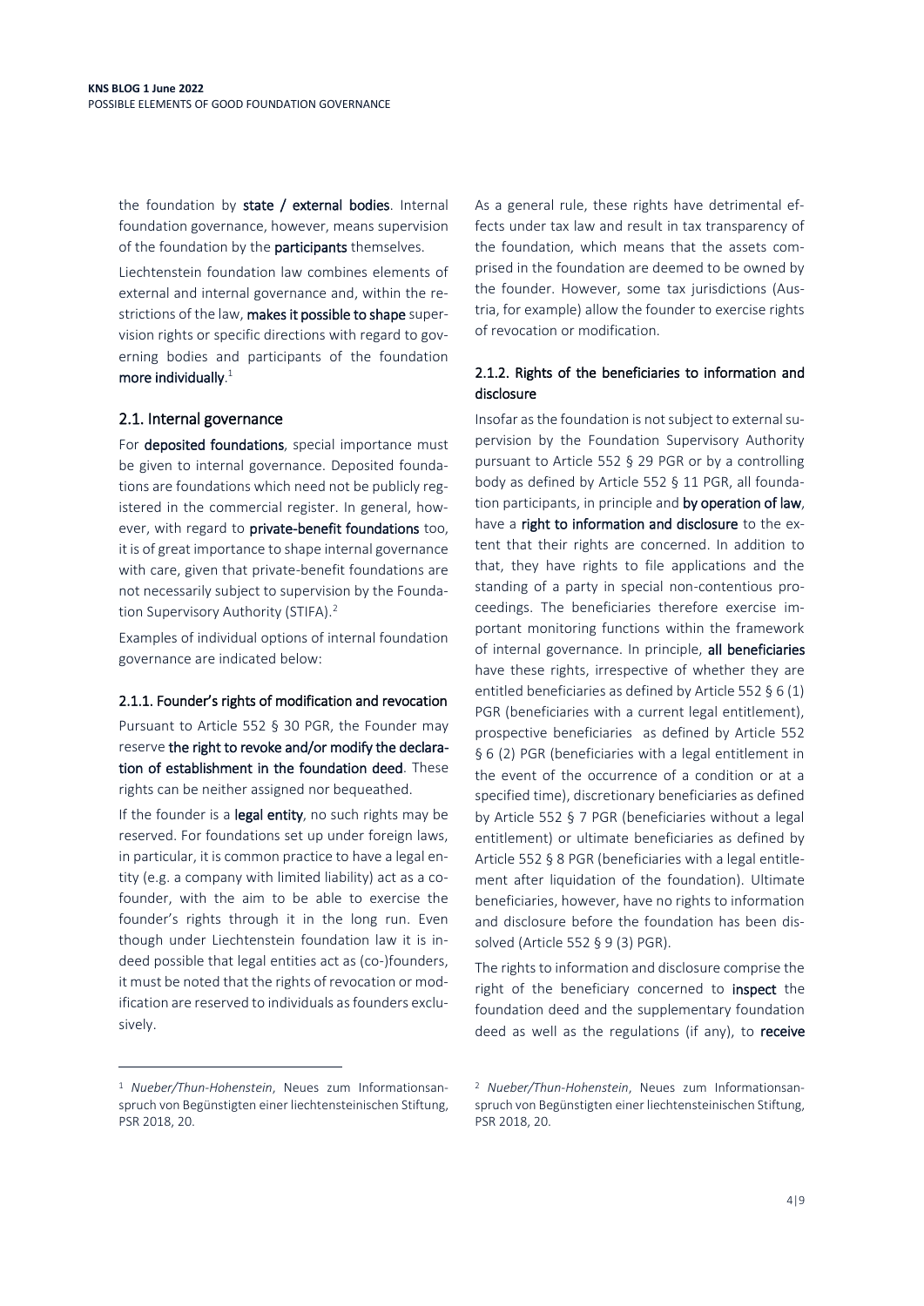the foundation by **state / external bodies**. Internal foundation governance, however, means supervision of the foundation by the **participants** themselves.

Liechtenstein foundation law combines elements of external and internal governance and, within the restrictions of the law, **makes it possible to shape** supervision rights or specific directions with regard to governing bodies and participants of the foundation **more individually**.[1]

## 2.1. Internal governance

For **deposited foundations**, special importance must be given to internal governance. Deposited foundations are foundations which need not be publicly registered in the commercial register. In general, however, with regard to **private-benefit foundations** too, it is of great importance to shape internal governance with care, given that private-benefit foundations are not necessarily subject to supervision by the Foundation Supervisory Authority (STIFA).[2]

Examples of individual options of internal foundation governance are indicated below:

### 2.1.1. Founder's rights of modification and revocation

Pursuant to Article 552 § 30 PGR, the Founder may reserve **the right to revoke and/or modify the declaration of establishment in the foundation deed**. These rights can be neither assigned nor bequeathed.

If the founder is a **legal entity**, no such rights may be reserved. For foundations set up under foreign laws, in particular, it is common practice to have a legal entity (e.g. a company with limited liability) act as a co-founder, with the aim to be able to exercise the founder's rights through it in the long run. Even though under Liechtenstein foundation law it is indeed possible that legal entities act as (co-)founders, it must be noted that the rights of revocation or modification are reserved to individuals as founders exclusively.

As a general rule, these rights have detrimental effects under tax law and result in tax transparency of the foundation, which means that the assets comprised in the foundation are deemed to be owned by the founder. However, some tax jurisdictions (Austria, for example) allow the founder to exercise rights of revocation or modification.

### 2.1.2. Rights of the beneficiaries to information and disclosure

Insofar as the foundation is not subject to external supervision by the Foundation Supervisory Authority pursuant to Article 552 § 29 PGR or by a controlling body as defined by Article 552 § 11 PGR, all foundation participants, in principle and **by operation of law**, have a **right to information and disclosure** to the extent that their rights are concerned. In addition to that, they have rights to file applications and the standing of a party in special non-contentious proceedings. The beneficiaries therefore exercise important monitoring functions within the framework of internal governance. In principle, **all beneficiaries** have these rights, irrespective of whether they are entitled beneficiaries as defined by Article 552 § 6 (1) PGR (beneficiaries with a current legal entitlement), prospective beneficiaries as defined by Article 552 § 6 (2) PGR (beneficiaries with a legal entitlement in the event of the occurrence of a condition or at a specified time), discretionary beneficiaries as defined by Article 552 § 7 PGR (beneficiaries without a legal entitlement) or ultimate beneficiaries as defined by Article 552 § 8 PGR (beneficiaries with a legal entitlement after liquidation of the foundation). Ultimate beneficiaries, however, have no rights to information and disclosure before the foundation has been dissolved (Article 552 § 9 (3) PGR).

The rights to information and disclosure comprise the right of the beneficiary concerned to **inspect** the foundation deed and the supplementary foundation deed as well as the regulations (if any), to **receive**

---

[1] *Nueber/Thun-Hohenstein*, Neues zum Informationsanspruch von Begünstigten einer liechtensteinischen Stiftung, PSR 2018, 20.

[2] *Nueber/Thun-Hohenstein*, Neues zum Informationsanspruch von Begünstigten einer liechtensteinischen Stiftung, PSR 2018, 20.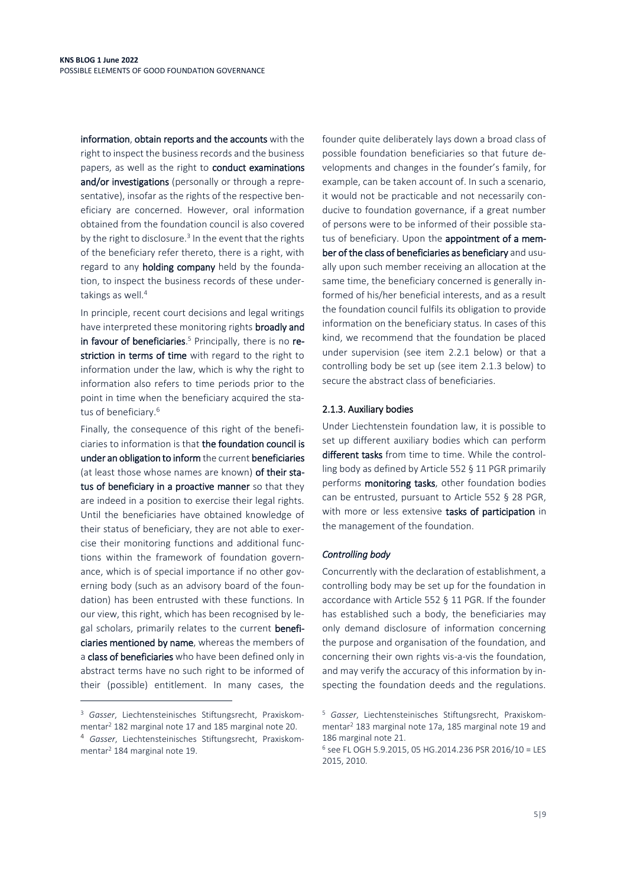**information**, **obtain reports and the accounts** with the right to inspect the business records and the business papers, as well as the right to **conduct examinations and/or investigations** (personally or through a representative), insofar as the rights of the respective beneficiary are concerned. However, oral information obtained from the foundation council is also covered by the right to disclosure.[3] In the event that the rights of the beneficiary refer thereto, there is a right, with regard to any **holding company** held by the foundation, to inspect the business records of these undertakings as well.[4]

In principle, recent court decisions and legal writings have interpreted these monitoring rights **broadly and in favour of beneficiaries**.[5] Principally, there is no **restriction in terms of time** with regard to the right to information under the law, which is why the right to information also refers to time periods prior to the point in time when the beneficiary acquired the status of beneficiary.[6]

Finally, the consequence of this right of the beneficiaries to information is that **the foundation council is under an obligation to inform** the current **beneficiaries** (at least those whose names are known) **of their status of beneficiary in a proactive manner** so that they are indeed in a position to exercise their legal rights. Until the beneficiaries have obtained knowledge of their status of beneficiary, they are not able to exercise their monitoring functions and additional functions within the framework of foundation governance, which is of special importance if no other governing body (such as an advisory board of the foundation) has been entrusted with these functions. In our view, this right, which has been recognised by legal scholars, primarily relates to the current **beneficiaries mentioned by name**, whereas the members of a **class of beneficiaries** who have been defined only in abstract terms have no such right to be informed of their (possible) entitlement. In many cases, the founder quite deliberately lays down a broad class of possible foundation beneficiaries so that future developments and changes in the founder's family, for example, can be taken account of. In such a scenario, it would not be practicable and not necessarily conducive to foundation governance, if a great number of persons were to be informed of their possible status of beneficiary. Upon the **appointment of a member of the class of beneficiaries as beneficiary** and usually upon such member receiving an allocation at the same time, the beneficiary concerned is generally informed of his/her beneficial interests, and as a result the foundation council fulfils its obligation to provide information on the beneficiary status. In cases of this kind, we recommend that the foundation be placed under supervision (see item 2.2.1 below) or that a controlling body be set up (see item 2.1.3 below) to secure the abstract class of beneficiaries.

### 2.1.3. Auxiliary bodies

Under Liechtenstein foundation law, it is possible to set up different auxiliary bodies which can perform **different tasks** from time to time. While the controlling body as defined by Article 552 § 11 PGR primarily performs **monitoring tasks**, other foundation bodies can be entrusted, pursuant to Article 552 § 28 PGR, with more or less extensive **tasks of participation** in the management of the foundation.

#### *Controlling body*

Concurrently with the declaration of establishment, a controlling body may be set up for the foundation in accordance with Article 552 § 11 PGR. If the founder has established such a body, the beneficiaries may only demand disclosure of information concerning the purpose and organisation of the foundation, and concerning their own rights vis-a-vis the foundation, and may verify the accuracy of this information by inspecting the foundation deeds and the regulations.

---

[3] *Gasser*, Liechtensteinisches Stiftungsrecht, Praxiskommentar[2] 182 marginal note 17 and 185 marginal note 20.

[4] *Gasser*, Liechtensteinisches Stiftungsrecht, Praxiskommentar[2] 184 marginal note 19.

[5] *Gasser*, Liechtensteinisches Stiftungsrecht, Praxiskommentar[2] 183 marginal note 17a, 185 marginal note 19 and 186 marginal note 21.

[6] see FL OGH 5.9.2015, 05 HG.2014.236 PSR 2016/10 = LES 2015, 2010.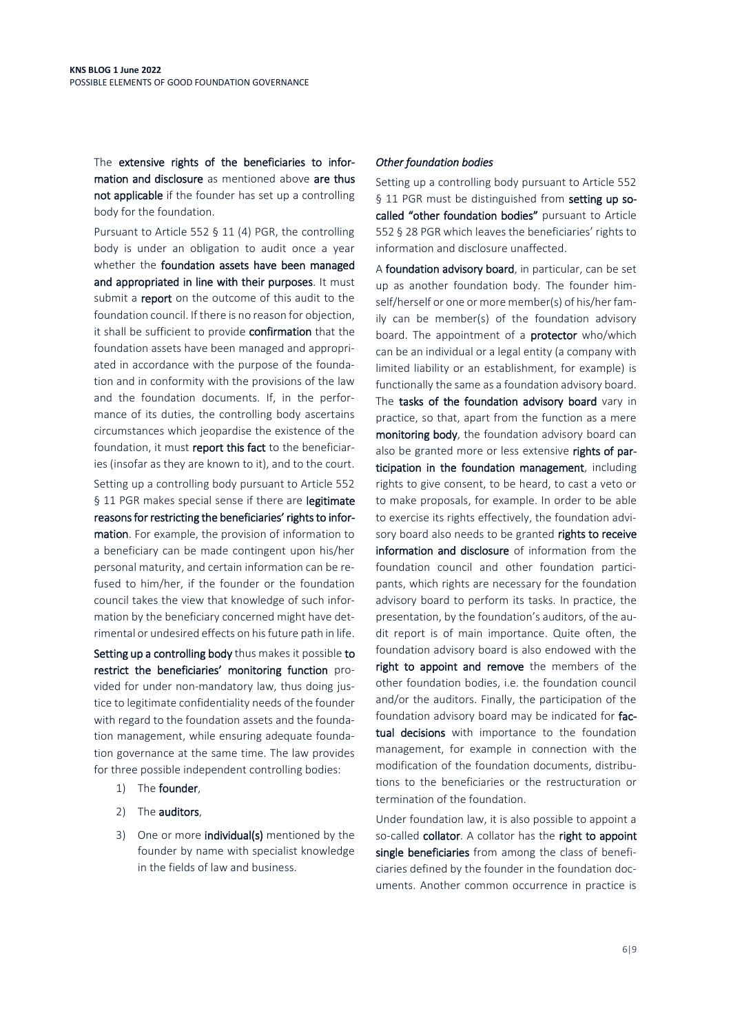The **extensive rights of the beneficiaries to information and disclosure** as mentioned above **are thus not applicable** if the founder has set up a controlling body for the foundation.

Pursuant to Article 552 § 11 (4) PGR, the controlling body is under an obligation to audit once a year whether the **foundation assets have been managed and appropriated in line with their purposes**. It must submit a **report** on the outcome of this audit to the foundation council. If there is no reason for objection, it shall be sufficient to provide **confirmation** that the foundation assets have been managed and appropriated in accordance with the purpose of the foundation and in conformity with the provisions of the law and the foundation documents. If, in the performance of its duties, the controlling body ascertains circumstances which jeopardise the existence of the foundation, it must **report this fact** to the beneficiaries (insofar as they are known to it), and to the court.

Setting up a controlling body pursuant to Article 552 § 11 PGR makes special sense if there are **legitimate reasons for restricting the beneficiaries' rights to information**. For example, the provision of information to a beneficiary can be made contingent upon his/her personal maturity, and certain information can be refused to him/her, if the founder or the foundation council takes the view that knowledge of such information by the beneficiary concerned might have detrimental or undesired effects on his future path in life.

**Setting up a controlling body** thus makes it possible **to restrict the beneficiaries' monitoring function** provided for under non-mandatory law, thus doing justice to legitimate confidentiality needs of the founder with regard to the foundation assets and the foundation management, while ensuring adequate foundation governance at the same time. The law provides for three possible independent controlling bodies:

1) The **founder**,
2) The **auditors**,
3) One or more **individual(s)** mentioned by the founder by name with specialist knowledge in the fields of law and business.

*Other foundation bodies*

Setting up a controlling body pursuant to Article 552 § 11 PGR must be distinguished from **setting up so-called "other foundation bodies"** pursuant to Article 552 § 28 PGR which leaves the beneficiaries' rights to information and disclosure unaffected.

A **foundation advisory board**, in particular, can be set up as another foundation body. The founder himself/herself or one or more member(s) of his/her family can be member(s) of the foundation advisory board. The appointment of a **protector** who/which can be an individual or a legal entity (a company with limited liability or an establishment, for example) is functionally the same as a foundation advisory board. The **tasks of the foundation advisory board** vary in practice, so that, apart from the function as a mere **monitoring body**, the foundation advisory board can also be granted more or less extensive **rights of participation in the foundation management**, including rights to give consent, to be heard, to cast a veto or to make proposals, for example. In order to be able to exercise its rights effectively, the foundation advisory board also needs to be granted **rights to receive information and disclosure** of information from the foundation council and other foundation participants, which rights are necessary for the foundation advisory board to perform its tasks. In practice, the presentation, by the foundation's auditors, of the audit report is of main importance. Quite often, the foundation advisory board is also endowed with the **right to appoint and remove** the members of the other foundation bodies, i.e. the foundation council and/or the auditors. Finally, the participation of the foundation advisory board may be indicated for **factual decisions** with importance to the foundation management, for example in connection with the modification of the foundation documents, distributions to the beneficiaries or the restructuration or termination of the foundation.

Under foundation law, it is also possible to appoint a so-called **collator**. A collator has the **right to appoint single beneficiaries** from among the class of beneficiaries defined by the founder in the foundation documents. Another common occurrence in practice is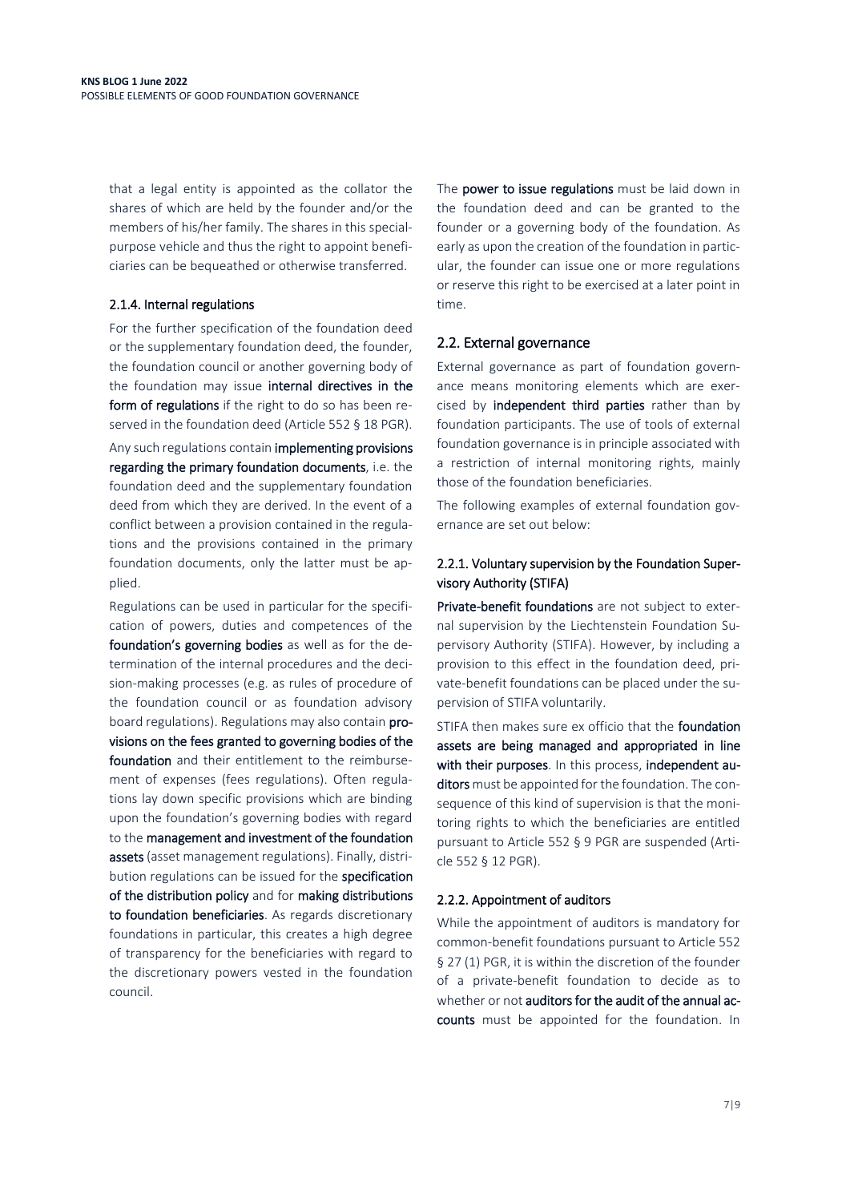that a legal entity is appointed as the collator the shares of which are held by the founder and/or the members of his/her family. The shares in this special-purpose vehicle and thus the right to appoint beneficiaries can be bequeathed or otherwise transferred.

#### 2.1.4. Internal regulations

For the further specification of the foundation deed or the supplementary foundation deed, the founder, the foundation council or another governing body of the foundation may issue **internal directives in the form of regulations** if the right to do so has been reserved in the foundation deed (Article 552 § 18 PGR).

Any such regulations contain **implementing provisions regarding the primary foundation documents**, i.e. the foundation deed and the supplementary foundation deed from which they are derived. In the event of a conflict between a provision contained in the regulations and the provisions contained in the primary foundation documents, only the latter must be applied.

Regulations can be used in particular for the specification of powers, duties and competences of the **foundation's governing bodies** as well as for the determination of the internal procedures and the decision-making processes (e.g. as rules of procedure of the foundation council or as foundation advisory board regulations). Regulations may also contain **provisions on the fees granted to governing bodies of the foundation** and their entitlement to the reimbursement of expenses (fees regulations). Often regulations lay down specific provisions which are binding upon the foundation's governing bodies with regard to the **management and investment of the foundation assets** (asset management regulations). Finally, distribution regulations can be issued for the **specification of the distribution policy** and for **making distributions to foundation beneficiaries**. As regards discretionary foundations in particular, this creates a high degree of transparency for the beneficiaries with regard to the discretionary powers vested in the foundation council.

The **power to issue regulations** must be laid down in the foundation deed and can be granted to the founder or a governing body of the foundation. As early as upon the creation of the foundation in particular, the founder can issue one or more regulations or reserve this right to be exercised at a later point in time.

### 2.2. External governance

External governance as part of foundation governance means monitoring elements which are exercised by **independent third parties** rather than by foundation participants. The use of tools of external foundation governance is in principle associated with a restriction of internal monitoring rights, mainly those of the foundation beneficiaries.

The following examples of external foundation governance are set out below:

#### 2.2.1. Voluntary supervision by the Foundation Supervisory Authority (STIFA)

**Private-benefit foundations** are not subject to external supervision by the Liechtenstein Foundation Supervisory Authority (STIFA). However, by including a provision to this effect in the foundation deed, private-benefit foundations can be placed under the supervision of STIFA voluntarily.

STIFA then makes sure ex officio that the **foundation assets are being managed and appropriated in line with their purposes**. In this process, **independent auditors** must be appointed for the foundation. The consequence of this kind of supervision is that the monitoring rights to which the beneficiaries are entitled pursuant to Article 552 § 9 PGR are suspended (Article 552 § 12 PGR).

#### 2.2.2. Appointment of auditors

While the appointment of auditors is mandatory for common-benefit foundations pursuant to Article 552 § 27 (1) PGR, it is within the discretion of the founder of a private-benefit foundation to decide as to whether or not **auditors for the audit of the annual accounts** must be appointed for the foundation. In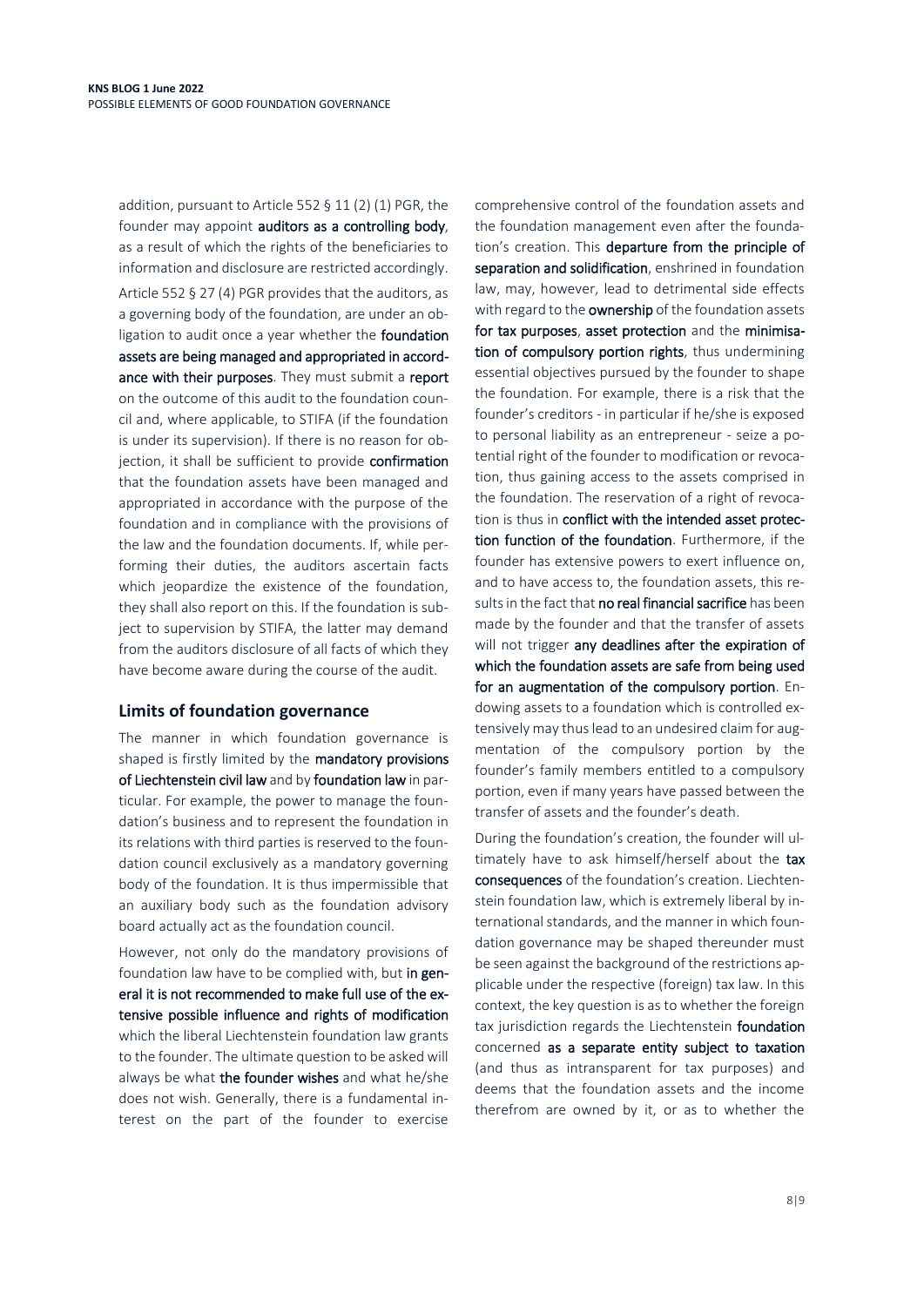addition, pursuant to Article 552 § 11 (2) (1) PGR, the founder may appoint **auditors as a controlling body**, as a result of which the rights of the beneficiaries to information and disclosure are restricted accordingly. Article 552 § 27 (4) PGR provides that the auditors, as a governing body of the foundation, are under an obligation to audit once a year whether the **foundation assets are being managed and appropriated in accordance with their purposes**. They must submit a **report** on the outcome of this audit to the foundation council and, where applicable, to STIFA (if the foundation is under its supervision). If there is no reason for objection, it shall be sufficient to provide **confirmation** that the foundation assets have been managed and appropriated in accordance with the purpose of the foundation and in compliance with the provisions of the law and the foundation documents. If, while performing their duties, the auditors ascertain facts which jeopardize the existence of the foundation, they shall also report on this. If the foundation is subject to supervision by STIFA, the latter may demand from the auditors disclosure of all facts of which they have become aware during the course of the audit.

## Limits of foundation governance

The manner in which foundation governance is shaped is firstly limited by the **mandatory provisions of Liechtenstein civil law** and by **foundation law** in particular. For example, the power to manage the foundation's business and to represent the foundation in its relations with third parties is reserved to the foundation council exclusively as a mandatory governing body of the foundation. It is thus impermissible that an auxiliary body such as the foundation advisory board actually act as the foundation council.

However, not only do the mandatory provisions of foundation law have to be complied with, but **in general it is not recommended to make full use of the extensive possible influence and rights of modification** which the liberal Liechtenstein foundation law grants to the founder. The ultimate question to be asked will always be what **the founder wishes** and what he/she does not wish. Generally, there is a fundamental interest on the part of the founder to exercise comprehensive control of the foundation assets and the foundation management even after the foundation's creation. This **departure from the principle of separation and solidification**, enshrined in foundation law, may, however, lead to detrimental side effects with regard to the **ownership** of the foundation assets **for tax purposes**, **asset protection** and the **minimisation of compulsory portion rights**, thus undermining essential objectives pursued by the founder to shape the foundation. For example, there is a risk that the founder's creditors - in particular if he/she is exposed to personal liability as an entrepreneur - seize a potential right of the founder to modification or revocation, thus gaining access to the assets comprised in the foundation. The reservation of a right of revocation is thus in **conflict with the intended asset protection function of the foundation**. Furthermore, if the founder has extensive powers to exert influence on, and to have access to, the foundation assets, this results in the fact that **no real financial sacrifice** has been made by the founder and that the transfer of assets will not trigger **any deadlines after the expiration of which the foundation assets are safe from being used for an augmentation of the compulsory portion**. Endowing assets to a foundation which is controlled extensively may thus lead to an undesired claim for augmentation of the compulsory portion by the founder's family members entitled to a compulsory portion, even if many years have passed between the transfer of assets and the founder's death.

During the foundation's creation, the founder will ultimately have to ask himself/herself about the **tax consequences** of the foundation's creation. Liechtenstein foundation law, which is extremely liberal by international standards, and the manner in which foundation governance may be shaped thereunder must be seen against the background of the restrictions applicable under the respective (foreign) tax law. In this context, the key question is as to whether the foreign tax jurisdiction regards the Liechtenstein **foundation** concerned **as a separate entity subject to taxation** (and thus as intransparent for tax purposes) and deems that the foundation assets and the income therefrom are owned by it, or as to whether the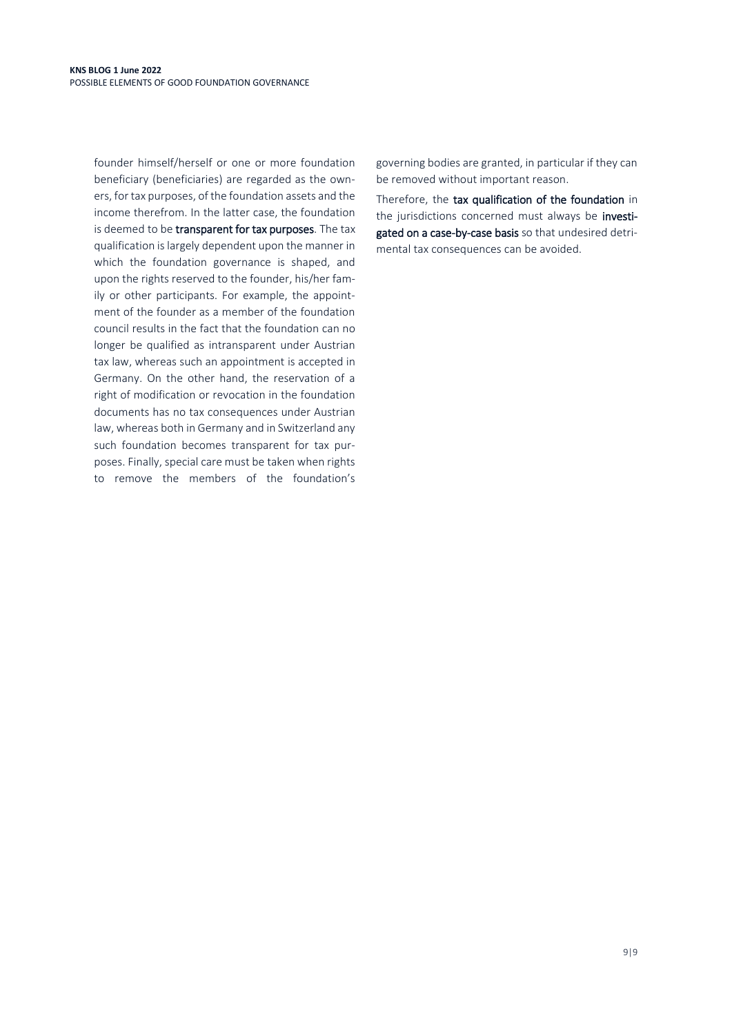founder himself/herself or one or more foundation beneficiary (beneficiaries) are regarded as the owners, for tax purposes, of the foundation assets and the income therefrom. In the latter case, the foundation is deemed to be **transparent for tax purposes**. The tax qualification is largely dependent upon the manner in which the foundation governance is shaped, and upon the rights reserved to the founder, his/her family or other participants. For example, the appointment of the founder as a member of the foundation council results in the fact that the foundation can no longer be qualified as intransparent under Austrian tax law, whereas such an appointment is accepted in Germany. On the other hand, the reservation of a right of modification or revocation in the foundation documents has no tax consequences under Austrian law, whereas both in Germany and in Switzerland any such foundation becomes transparent for tax purposes. Finally, special care must be taken when rights to remove the members of the foundation's governing bodies are granted, in particular if they can be removed without important reason.

Therefore, the **tax qualification of the foundation** in the jurisdictions concerned must always be **investigated on a case-by-case basis** so that undesired detrimental tax consequences can be avoided.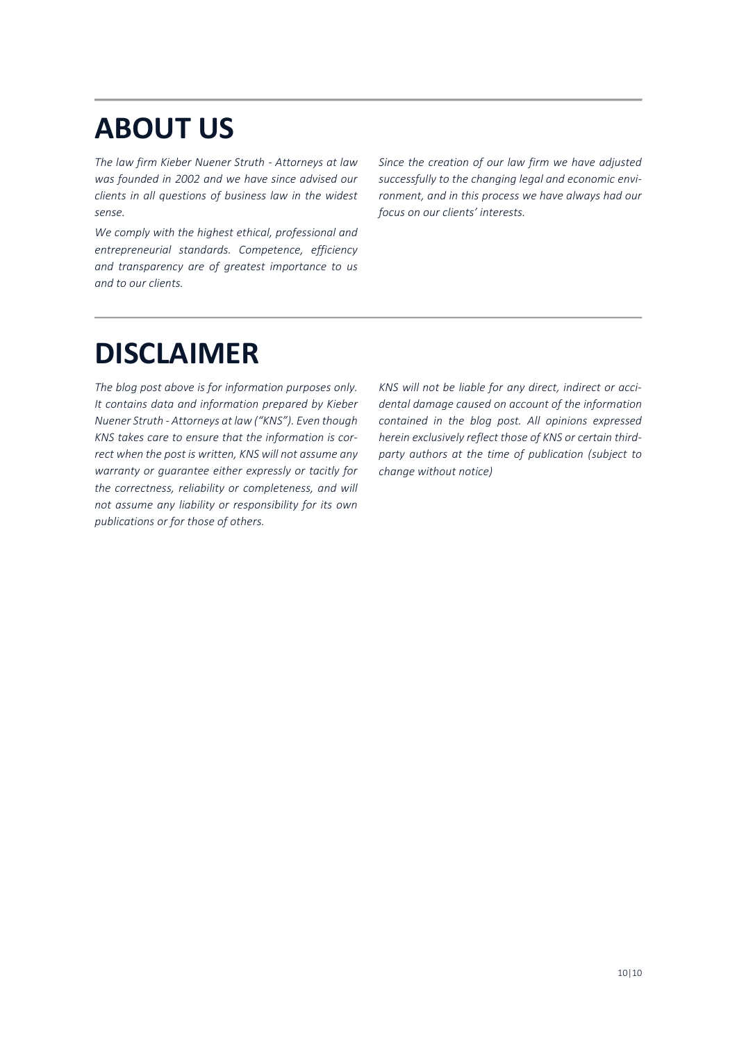# ABOUT US

*The law firm Kieber Nuener Struth - Attorneys at law was founded in 2002 and we have since advised our clients in all questions of business law in the widest sense.*

*We comply with the highest ethical, professional and entrepreneurial standards. Competence, efficiency and transparency are of greatest importance to us and to our clients.*

*Since the creation of our law firm we have adjusted successfully to the changing legal and economic environment, and in this process we have always had our focus on our clients' interests.*

# DISCLAIMER

*The blog post above is for information purposes only. It contains data and information prepared by Kieber Nuener Struth - Attorneys at law ("KNS"). Even though KNS takes care to ensure that the information is correct when the post is written, KNS will not assume any warranty or guarantee either expressly or tacitly for the correctness, reliability or completeness, and will not assume any liability or responsibility for its own publications or for those of others.*

*KNS will not be liable for any direct, indirect or accidental damage caused on account of the information contained in the blog post. All opinions expressed herein exclusively reflect those of KNS or certain third-party authors at the time of publication (subject to change without notice)*